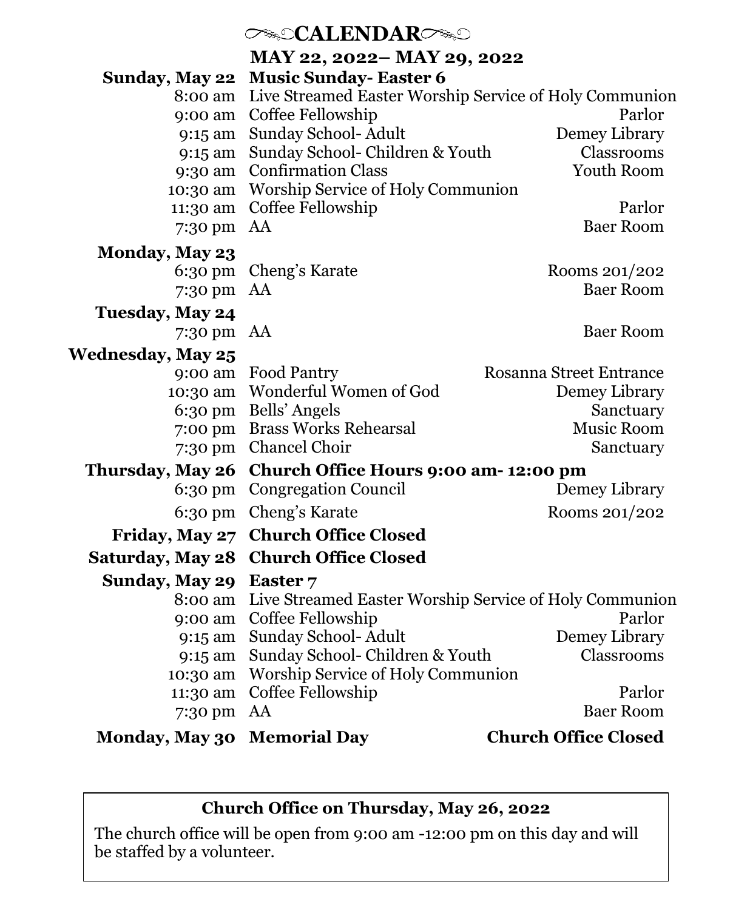# CALENDAR

## MAY 22, 2022– MAY 29, 2022

| Day / Time | Event | Location |
|---|---|---|
| **Sunday, May 22** | **Music Sunday- Easter 6** | |
| 8:00 am | Live Streamed Easter Worship Service of Holy Communion | |
| 9:00 am | Coffee Fellowship | Parlor |
| 9:15 am | Sunday School- Adult | Demey Library |
| 9:15 am | Sunday School- Children & Youth | Classrooms |
| 9:30 am | Confirmation Class | Youth Room |
| 10:30 am | Worship Service of Holy Communion | |
| 11:30 am | Coffee Fellowship | Parlor |
| 7:30 pm | AA | Baer Room |
| **Monday, May 23** | | |
| 6:30 pm | Cheng's Karate | Rooms 201/202 |
| 7:30 pm | AA | Baer Room |
| **Tuesday, May 24** | | |
| 7:30 pm | AA | Baer Room |
| **Wednesday, May 25** | | |
| 9:00 am | Food Pantry | Rosanna Street Entrance |
| 10:30 am | Wonderful Women of God | Demey Library |
| 6:30 pm | Bells' Angels | Sanctuary |
| 7:00 pm | Brass Works Rehearsal | Music Room |
| 7:30 pm | Chancel Choir | Sanctuary |
| **Thursday, May 26** | **Church Office Hours 9:00 am- 12:00 pm** | |
| 6:30 pm | Congregation Council | Demey Library |
| 6:30 pm | Cheng's Karate | Rooms 201/202 |
| **Friday, May 27** | **Church Office Closed** | |
| **Saturday, May 28** | **Church Office Closed** | |
| **Sunday, May 29** | **Easter 7** | |
| 8:00 am | Live Streamed Easter Worship Service of Holy Communion | |
| 9:00 am | Coffee Fellowship | Parlor |
| 9:15 am | Sunday School- Adult | Demey Library |
| 9:15 am | Sunday School- Children & Youth | Classrooms |
| 10:30 am | Worship Service of Holy Communion | |
| 11:30 am | Coffee Fellowship | Parlor |
| 7:30 pm | AA | Baer Room |
| **Monday, May 30** | **Memorial Day** | **Church Office Closed** |

**Church Office on Thursday, May 26, 2022**

The church office will be open from 9:00 am -12:00 pm on this day and will be staffed by a volunteer.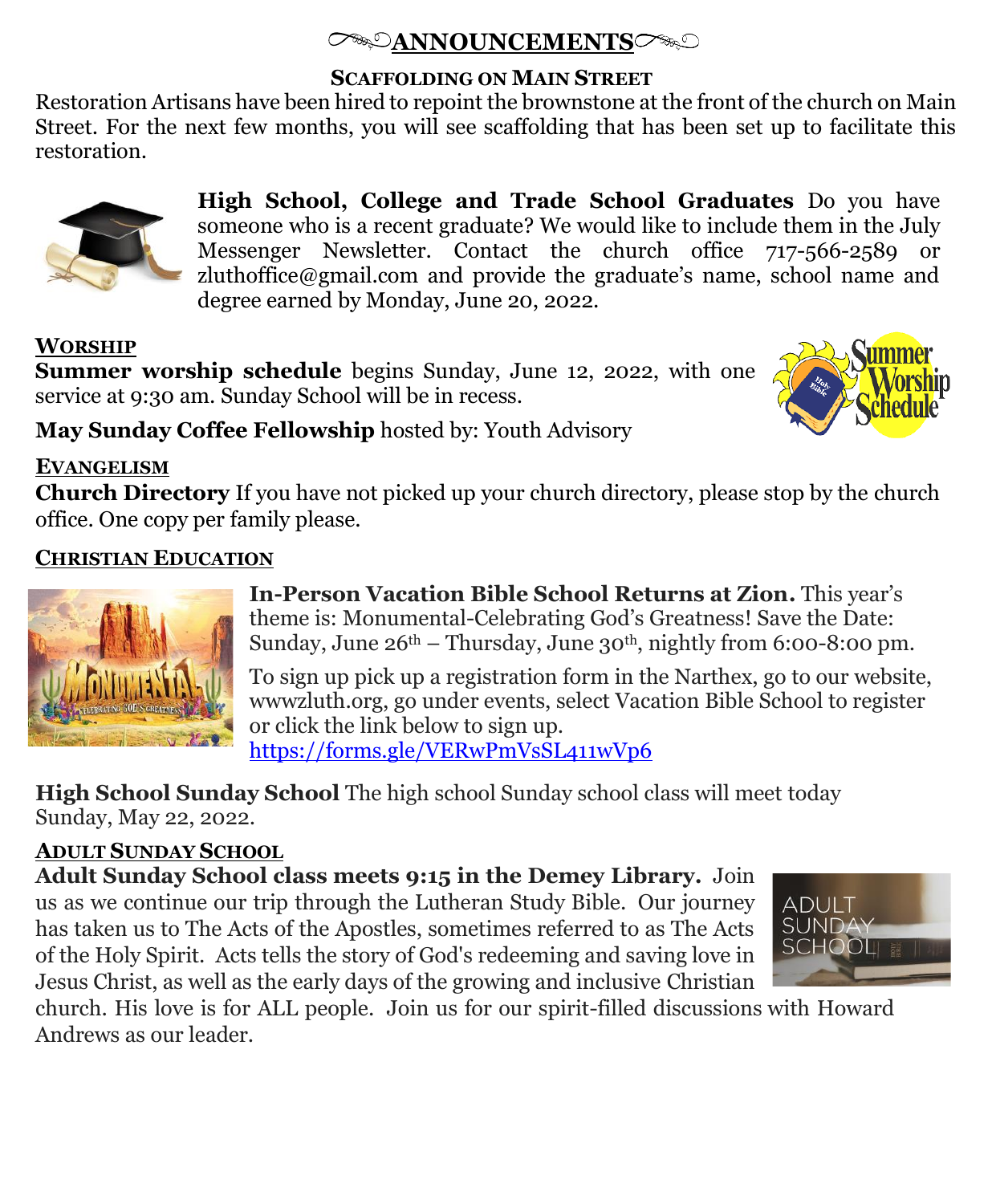# ANNOUNCEMENTS

### SCAFFOLDING ON MAIN STREET

Restoration Artisans have been hired to repoint the brownstone at the front of the church on Main Street. For the next few months, you will see scaffolding that has been set up to facilitate this restoration.

**High School, College and Trade School Graduates** Do you have someone who is a recent graduate? We would like to include them in the July Messenger Newsletter. Contact the church office 717-566-2589 or zluthoffice@gmail.com and provide the graduate's name, school name and degree earned by Monday, June 20, 2022.

## WORSHIP

**Summer worship schedule** begins Sunday, June 12, 2022, with one service at 9:30 am. Sunday School will be in recess.

**May Sunday Coffee Fellowship** hosted by: Youth Advisory

## EVANGELISM

**Church Directory** If you have not picked up your church directory, please stop by the church office. One copy per family please.

## CHRISTIAN EDUCATION

**In-Person Vacation Bible School Returns at Zion.** This year's theme is: Monumental-Celebrating God's Greatness! Save the Date: Sunday, June 26th – Thursday, June 30th, nightly from 6:00-8:00 pm.

To sign up pick up a registration form in the Narthex, go to our website, wwwzluth.org, go under events, select Vacation Bible School to register or click the link below to sign up.
https://forms.gle/VERwPmVsSL411wVp6

**High School Sunday School** The high school Sunday school class will meet today Sunday, May 22, 2022.

## ADULT SUNDAY SCHOOL

**Adult Sunday School class meets 9:15 in the Demey Library.** Join us as we continue our trip through the Lutheran Study Bible. Our journey has taken us to The Acts of the Apostles, sometimes referred to as The Acts of the Holy Spirit. Acts tells the story of God's redeeming and saving love in Jesus Christ, as well as the early days of the growing and inclusive Christian church. His love is for ALL people. Join us for our spirit-filled discussions with Howard Andrews as our leader.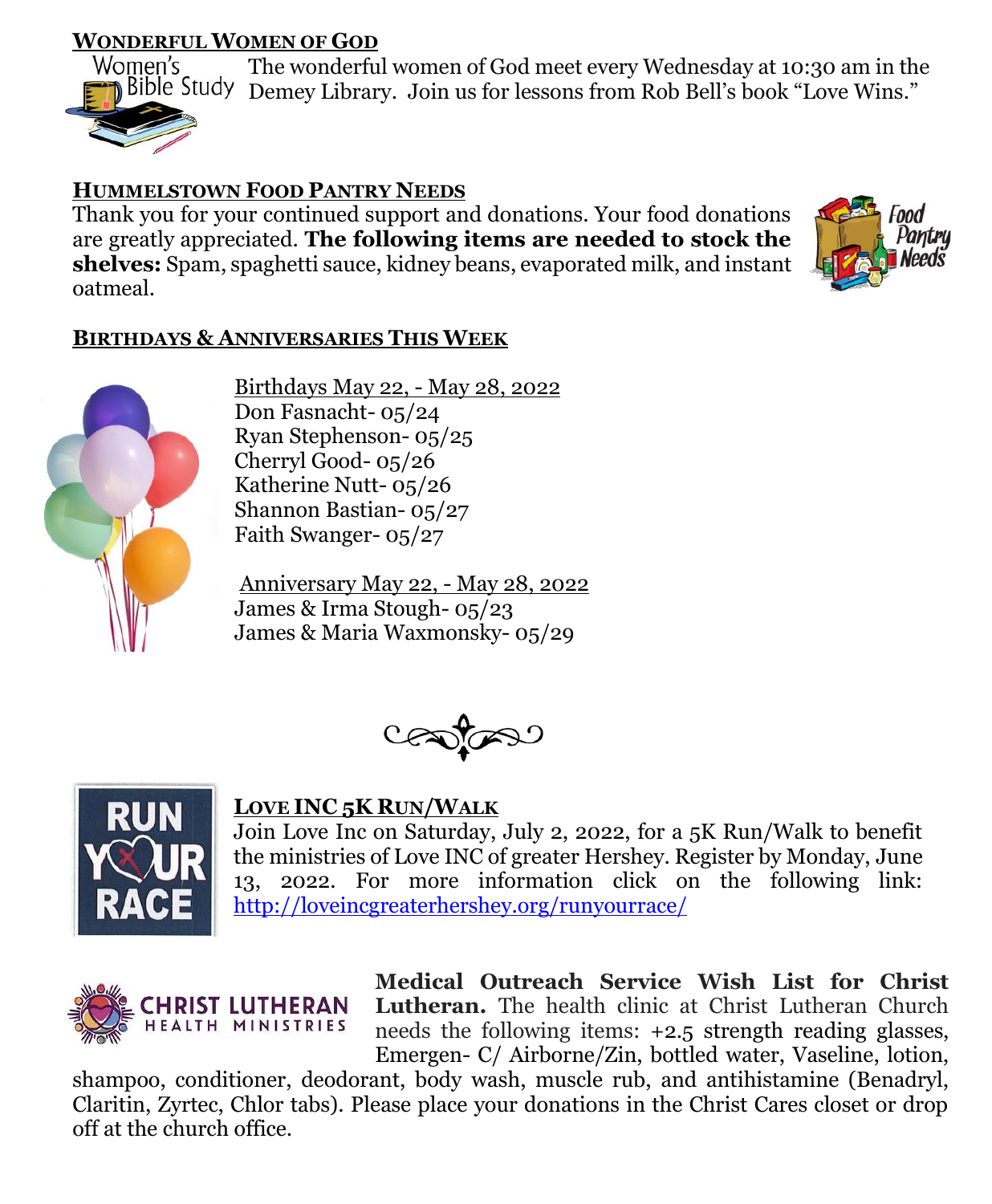## WONDERFUL WOMEN OF GOD

The wonderful women of God meet every Wednesday at 10:30 am in the Demey Library. Join us for lessons from Rob Bell's book "Love Wins."

## HUMMELSTOWN FOOD PANTRY NEEDS

Thank you for your continued support and donations. Your food donations are greatly appreciated. **The following items are needed to stock the shelves:** Spam, spaghetti sauce, kidney beans, evaporated milk, and instant oatmeal.

## BIRTHDAYS & ANNIVERSARIES THIS WEEK

Birthdays May 22, - May 28, 2022
Don Fasnacht- 05/24
Ryan Stephenson- 05/25
Cherryl Good- 05/26
Katherine Nutt- 05/26
Shannon Bastian- 05/27
Faith Swanger- 05/27

Anniversary May 22, - May 28, 2022
James & Irma Stough- 05/23
James & Maria Waxmonsky- 05/29

## LOVE INC 5K RUN/WALK

Join Love Inc on Saturday, July 2, 2022, for a 5K Run/Walk to benefit the ministries of Love INC of greater Hershey. Register by Monday, June 13, 2022. For more information click on the following link: http://loveincgreaterhershey.org/runyourrace/

**Medical Outreach Service Wish List for Christ Lutheran.** The health clinic at Christ Lutheran Church needs the following items: +2.5 strength reading glasses, Emergen- C/ Airborne/Zin, bottled water, Vaseline, lotion, shampoo, conditioner, deodorant, body wash, muscle rub, and antihistamine (Benadryl, Claritin, Zyrtec, Chlor tabs). Please place your donations in the Christ Cares closet or drop off at the church office.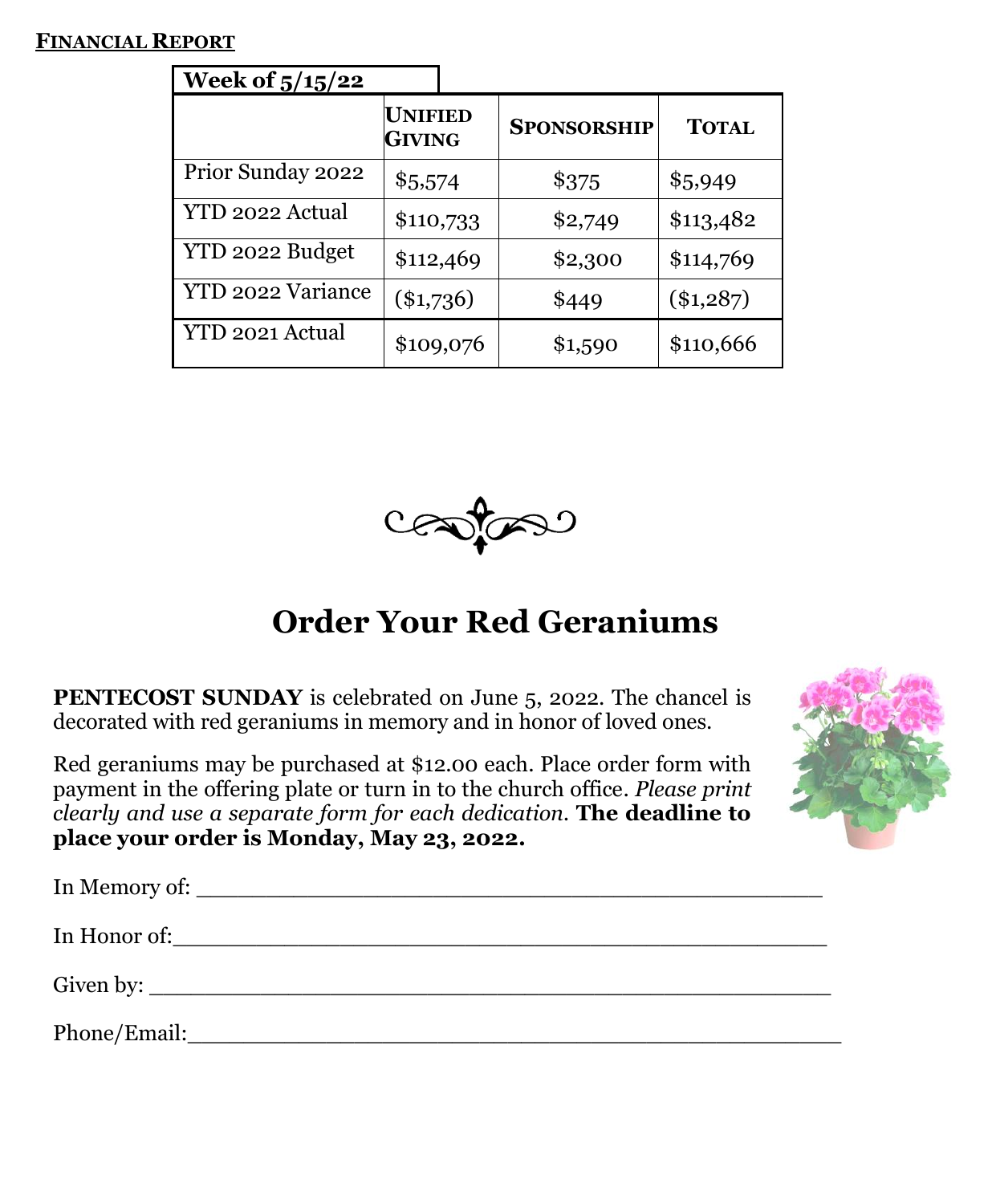## FINANCIAL REPORT

| Week of 5/15/22 | UNIFIED GIVING | SPONSORSHIP | TOTAL |
|---|---|---|---|
| Prior Sunday 2022 | $5,574 | $375 | $5,949 |
| YTD 2022 Actual | $110,733 | $2,749 | $113,482 |
| YTD 2022 Budget | $112,469 | $2,300 | $114,769 |
| YTD 2022 Variance | ($1,736) | $449 | ($1,287) |
| YTD 2021 Actual | $109,076 | $1,590 | $110,666 |

# Order Your Red Geraniums

**PENTECOST SUNDAY** is celebrated on June 5, 2022. The chancel is decorated with red geraniums in memory and in honor of loved ones.

Red geraniums may be purchased at $12.00 each. Place order form with payment in the offering plate or turn in to the church office. *Please print clearly and use a separate form for each dedication.* **The deadline to place your order is Monday, May 23, 2022.**

In Memory of: ____________________________________________

In Honor of:______________________________________________

Given by: ________________________________________________

Phone/Email:______________________________________________